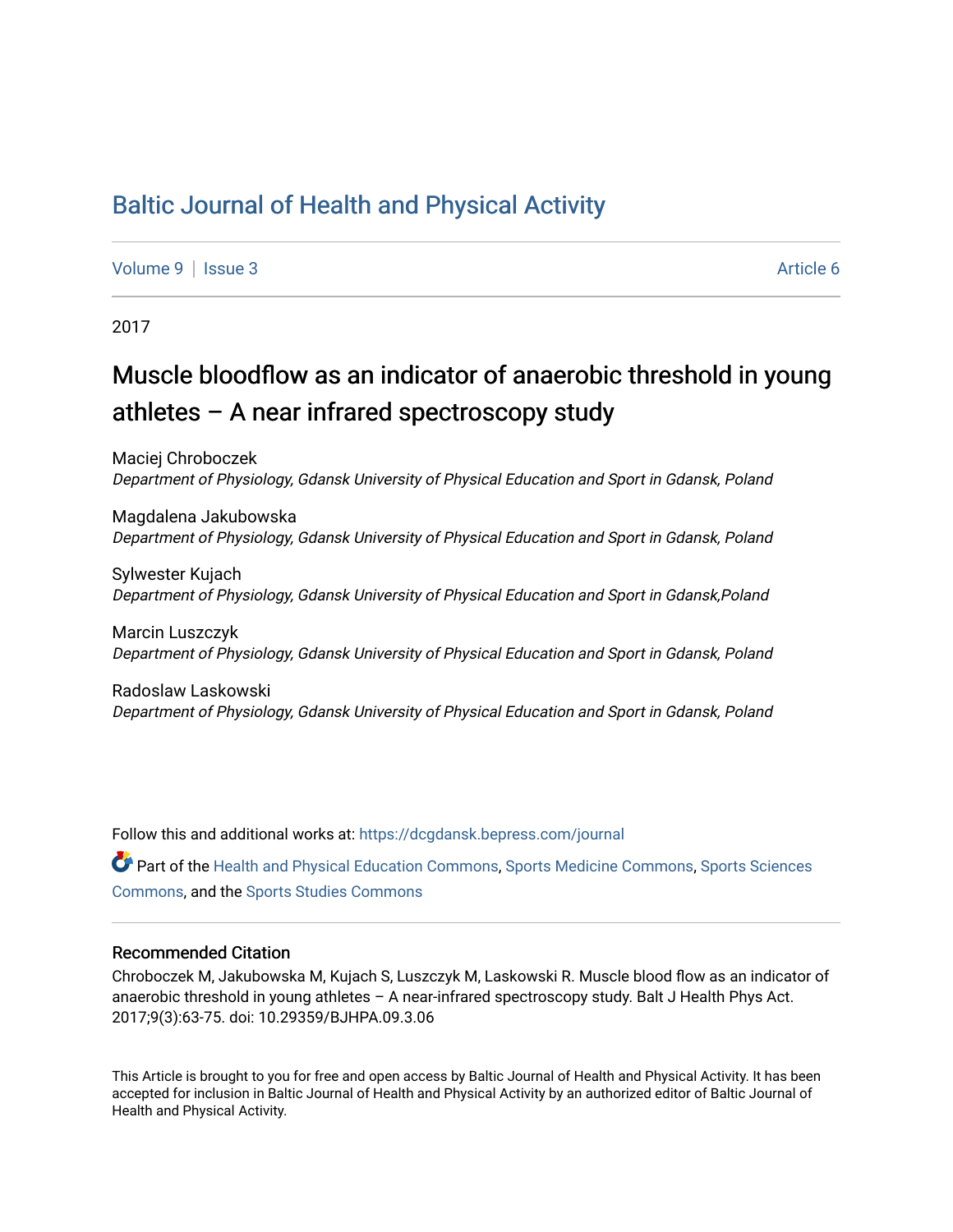# Baltic Journal of Health and Physical Activity

Volume 9 | Issue 3 Article 6

2017

## Muscle bloodflow as an indicator of anaerobic threshold in young athletes – A near infrared spectroscopy study

Maciej Chroboczek
*Department of Physiology, Gdansk University of Physical Education and Sport in Gdansk, Poland*

Magdalena Jakubowska
*Department of Physiology, Gdansk University of Physical Education and Sport in Gdansk, Poland*

Sylwester Kujach
*Department of Physiology, Gdansk University of Physical Education and Sport in Gdansk,Poland*

Marcin Luszczyk
*Department of Physiology, Gdansk University of Physical Education and Sport in Gdansk, Poland*

Radoslaw Laskowski
*Department of Physiology, Gdansk University of Physical Education and Sport in Gdansk, Poland*

Follow this and additional works at: https://dcgdansk.bepress.com/journal

Part of the Health and Physical Education Commons, Sports Medicine Commons, Sports Sciences Commons, and the Sports Studies Commons

### Recommended Citation

Chroboczek M, Jakubowska M, Kujach S, Luszczyk M, Laskowski R. Muscle blood flow as an indicator of anaerobic threshold in young athletes – A near-infrared spectroscopy study. Balt J Health Phys Act. 2017;9(3):63-75. doi: 10.29359/BJHPA.09.3.06

This Article is brought to you for free and open access by Baltic Journal of Health and Physical Activity. It has been accepted for inclusion in Baltic Journal of Health and Physical Activity by an authorized editor of Baltic Journal of Health and Physical Activity.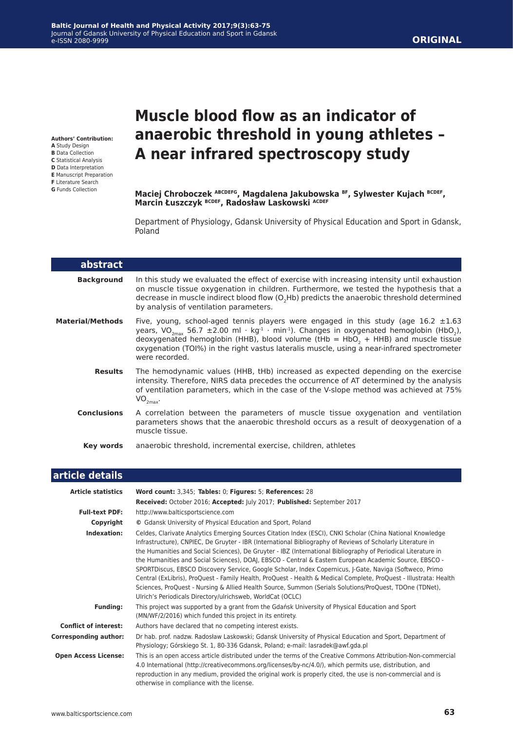ORIGINAL

# Muscle blood flow as an indicator of anaerobic threshold in young athletes – A near infrared spectroscopy study

**Authors' Contribution:**
**A** Study Design
**B** Data Collection
**C** Statistical Analysis
**D** Data Interpretation
**E** Manuscript Preparation
**F** Literature Search
**G** Funds Collection

**Maciej Chroboczek [ABCDEFG], Magdalena Jakubowska [BF], Sylwester Kujach [BCDEF], Marcin Łuszczyk [BCDEF], Radosław Laskowski [ACDEF]**

Department of Physiology, Gdansk University of Physical Education and Sport in Gdansk, Poland

## abstract

**Background**
In this study we evaluated the effect of exercise with increasing intensity until exhaustion on muscle tissue oxygenation in children. Furthermore, we tested the hypothesis that a decrease in muscle indirect blood flow ($O_2$Hb) predicts the anaerobic threshold determined by analysis of ventilation parameters.

**Material/Methods**
Five, young, school-aged tennis players were engaged in this study (age 16.2 ±1.63 years, $VO_{2max}$ 56.7 ±2.00 ml · kg$^{-1}$ · min$^{-1}$). Changes in oxygenated hemoglobin ($HbO_2$), deoxygenated hemoglobin (HHB), blood volume (tHb = $HbO_2$ + HHB) and muscle tissue oxygenation (TOI%) in the right vastus lateralis muscle, using a near-infrared spectrometer were recorded.

**Results**
The hemodynamic values (HHB, tHb) increased as expected depending on the exercise intensity. Therefore, NIRS data precedes the occurrence of AT determined by the analysis of ventilation parameters, which in the case of the V-slope method was achieved at 75% $VO_{2max}$.

**Conclusions**
A correlation between the parameters of muscle tissue oxygenation and ventilation parameters shows that the anaerobic threshold occurs as a result of deoxygenation of a muscle tissue.

**Key words**
anaerobic threshold, incremental exercise, children, athletes

## article details

**Article statistics**
**Word count:** 3,345; **Tables:** 0; **Figures:** 5; **References:** 28
**Received:** October 2016; **Accepted:** July 2017; **Published:** September 2017

**Full-text PDF:** http://www.balticsportscience.com

**Copyright** © Gdansk University of Physical Education and Sport, Poland

**Indexation:** Celdes, Clarivate Analytics Emerging Sources Citation Index (ESCI), CNKI Scholar (China National Knowledge Infrastructure), CNPIEC, De Gruyter - IBR (International Bibliography of Reviews of Scholarly Literature in the Humanities and Social Sciences), De Gruyter - IBZ (International Bibliography of Periodical Literature in the Humanities and Social Sciences), DOAJ, EBSCO - Central & Eastern European Academic Source, EBSCO - SPORTDiscus, EBSCO Discovery Service, Google Scholar, Index Copernicus, J-Gate, Naviga (Softweco, Primo Central (ExLibris), ProQuest - Family Health, ProQuest - Health & Medical Complete, ProQuest - Illustrata: Health Sciences, ProQuest - Nursing & Allied Health Source, Summon (Serials Solutions/ProQuest, TDOne (TDNet), Ulrich's Periodicals Directory/ulrichsweb, WorldCat (OCLC)

**Funding:** This project was supported by a grant from the Gdańsk University of Physical Education and Sport (MN/WF/2/2016) which funded this project in its entirety.

**Conflict of interest:** Authors have declared that no competing interest exists.

**Corresponding author:** Dr hab. prof. nadzw. Radosław Laskowski; Gdansk University of Physical Education and Sport, Department of Physiology; Górskiego St. 1, 80-336 Gdansk, Poland; e-mail: lasradek@awf.gda.pl

**Open Access License:** This is an open access article distributed under the terms of the Creative Commons Attribution-Non-commercial 4.0 International (http://creativecommons.org/licenses/by-nc/4.0/), which permits use, distribution, and reproduction in any medium, provided the original work is properly cited, the use is non-commercial and is otherwise in compliance with the license.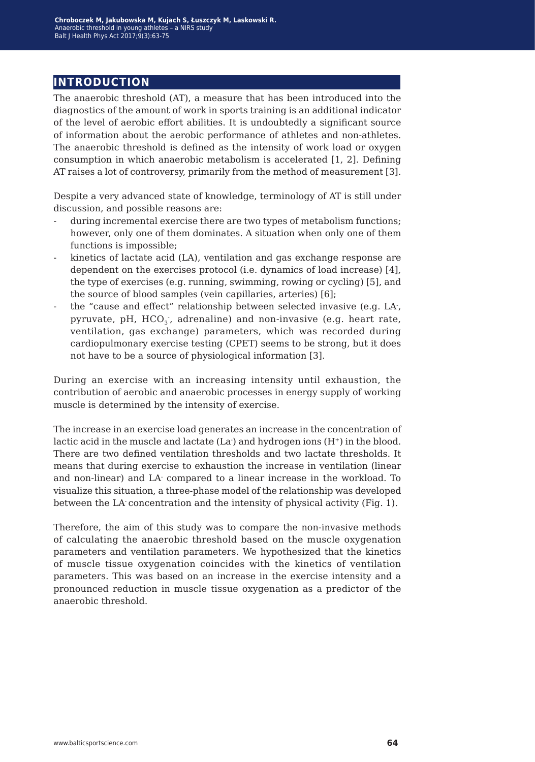## INTRODUCTION

The anaerobic threshold (AT), a measure that has been introduced into the diagnostics of the amount of work in sports training is an additional indicator of the level of aerobic effort abilities. It is undoubtedly a significant source of information about the aerobic performance of athletes and non-athletes. The anaerobic threshold is defined as the intensity of work load or oxygen consumption in which anaerobic metabolism is accelerated [1, 2]. Defining AT raises a lot of controversy, primarily from the method of measurement [3].

Despite a very advanced state of knowledge, terminology of AT is still under discussion, and possible reasons are:

- during incremental exercise there are two types of metabolism functions; however, only one of them dominates. A situation when only one of them functions is impossible;
- kinetics of lactate acid (LA), ventilation and gas exchange response are dependent on the exercises protocol (i.e. dynamics of load increase) [4], the type of exercises (e.g. running, swimming, rowing or cycling) [5], and the source of blood samples (vein capillaries, arteries) [6];
- the "cause and effect" relationship between selected invasive (e.g. $LA^-$, pyruvate, pH, $HCO_3^-$, adrenaline) and non-invasive (e.g. heart rate, ventilation, gas exchange) parameters, which was recorded during cardiopulmonary exercise testing (CPET) seems to be strong, but it does not have to be a source of physiological information [3].

During an exercise with an increasing intensity until exhaustion, the contribution of aerobic and anaerobic processes in energy supply of working muscle is determined by the intensity of exercise.

The increase in an exercise load generates an increase in the concentration of lactic acid in the muscle and lactate ($La^-$) and hydrogen ions ($H^+$) in the blood. There are two defined ventilation thresholds and two lactate thresholds. It means that during exercise to exhaustion the increase in ventilation (linear and non-linear) and $LA^-$ compared to a linear increase in the workload. To visualize this situation, a three-phase model of the relationship was developed between the $LA^-$ concentration and the intensity of physical activity (Fig. 1).

Therefore, the aim of this study was to compare the non-invasive methods of calculating the anaerobic threshold based on the muscle oxygenation parameters and ventilation parameters. We hypothesized that the kinetics of muscle tissue oxygenation coincides with the kinetics of ventilation parameters. This was based on an increase in the exercise intensity and a pronounced reduction in muscle tissue oxygenation as a predictor of the anaerobic threshold.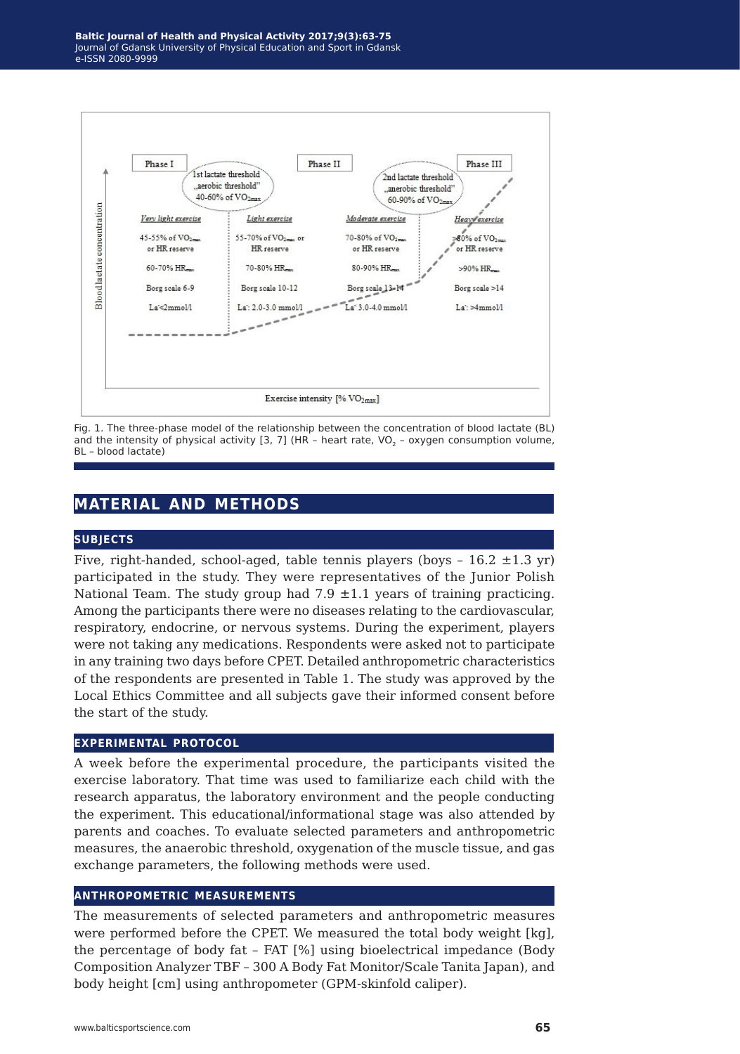Fig. 1. The three-phase model of the relationship between the concentration of blood lactate (BL) and the intensity of physical activity [3, 7] (HR – heart rate, $VO_2$ – oxygen consumption volume, BL – blood lactate)

## MATERIAL AND METHODS

### SUBJECTS

Five, right-handed, school-aged, table tennis players (boys – 16.2 ±1.3 yr) participated in the study. They were representatives of the Junior Polish National Team. The study group had 7.9 ±1.1 years of training practicing. Among the participants there were no diseases relating to the cardiovascular, respiratory, endocrine, or nervous systems. During the experiment, players were not taking any medications. Respondents were asked not to participate in any training two days before CPET. Detailed anthropometric characteristics of the respondents are presented in Table 1. The study was approved by the Local Ethics Committee and all subjects gave their informed consent before the start of the study.

### EXPERIMENTAL PROTOCOL

A week before the experimental procedure, the participants visited the exercise laboratory. That time was used to familiarize each child with the research apparatus, the laboratory environment and the people conducting the experiment. This educational/informational stage was also attended by parents and coaches. To evaluate selected parameters and anthropometric measures, the anaerobic threshold, oxygenation of the muscle tissue, and gas exchange parameters, the following methods were used.

### ANTHROPOMETRIC MEASUREMENTS

The measurements of selected parameters and anthropometric measures were performed before the CPET. We measured the total body weight [kg], the percentage of body fat – FAT [%] using bioelectrical impedance (Body Composition Analyzer TBF – 300 A Body Fat Monitor/Scale Tanita Japan), and body height [cm] using anthropometer (GPM-skinfold caliper).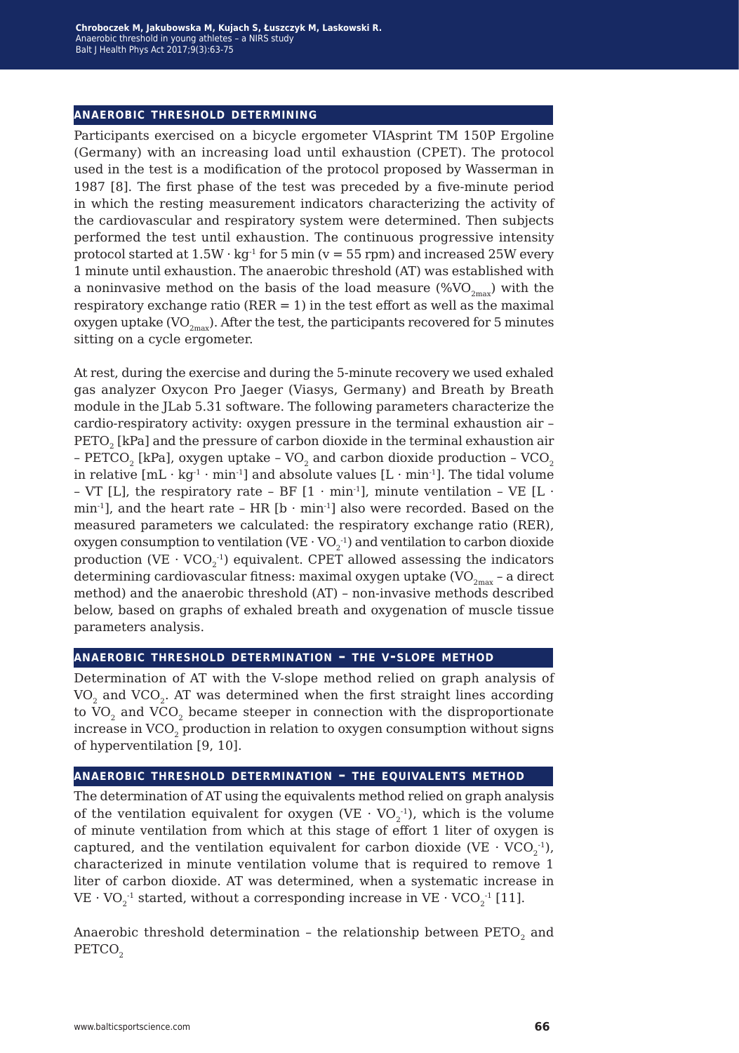## ANAEROBIC THRESHOLD DETERMINING

Participants exercised on a bicycle ergometer VIAsprint TM 150P Ergoline (Germany) with an increasing load until exhaustion (CPET). The protocol used in the test is a modification of the protocol proposed by Wasserman in 1987 [8]. The first phase of the test was preceded by a five-minute period in which the resting measurement indicators characterizing the activity of the cardiovascular and respiratory system were determined. Then subjects performed the test until exhaustion. The continuous progressive intensity protocol started at $1.5W \cdot kg^{-1}$ for 5 min (v = 55 rpm) and increased 25W every 1 minute until exhaustion. The anaerobic threshold (AT) was established with a noninvasive method on the basis of the load measure ($\%VO_{2max}$) with the respiratory exchange ratio (RER = 1) in the test effort as well as the maximal oxygen uptake ($VO_{2max}$). After the test, the participants recovered for 5 minutes sitting on a cycle ergometer.

At rest, during the exercise and during the 5-minute recovery we used exhaled gas analyzer Oxycon Pro Jaeger (Viasys, Germany) and Breath by Breath module in the JLab 5.31 software. The following parameters characterize the cardio-respiratory activity: oxygen pressure in the terminal exhaustion air – $PETO_2$ [kPa] and the pressure of carbon dioxide in the terminal exhaustion air – $PETCO_2$ [kPa], oxygen uptake – $VO_2$ and carbon dioxide production – $VCO_2$ in relative [$mL \cdot kg^{-1} \cdot min^{-1}$] and absolute values [$L \cdot min^{-1}$]. The tidal volume – VT [L], the respiratory rate – BF [$1 \cdot min^{-1}$], minute ventilation – VE [$L \cdot min^{-1}$], and the heart rate – HR [$b \cdot min^{-1}$] also were recorded. Based on the measured parameters we calculated: the respiratory exchange ratio (RER), oxygen consumption to ventilation ($VE \cdot VO_2^{-1}$) and ventilation to carbon dioxide production ($VE \cdot VCO_2^{-1}$) equivalent. CPET allowed assessing the indicators determining cardiovascular fitness: maximal oxygen uptake ($VO_{2max}$ – a direct method) and the anaerobic threshold (AT) – non-invasive methods described below, based on graphs of exhaled breath and oxygenation of muscle tissue parameters analysis.

## ANAEROBIC THRESHOLD DETERMINATION – THE V-SLOPE METHOD

Determination of AT with the V-slope method relied on graph analysis of $VO_2$ and $VCO_2$. AT was determined when the first straight lines according to $VO_2$ and $VCO_2$ became steeper in connection with the disproportionate increase in $VCO_2$ production in relation to oxygen consumption without signs of hyperventilation [9, 10].

## ANAEROBIC THRESHOLD DETERMINATION – THE EQUIVALENTS METHOD

The determination of AT using the equivalents method relied on graph analysis of the ventilation equivalent for oxygen ($VE \cdot VO_2^{-1}$), which is the volume of minute ventilation from which at this stage of effort 1 liter of oxygen is captured, and the ventilation equivalent for carbon dioxide ($VE \cdot VCO_2^{-1}$), characterized in minute ventilation volume that is required to remove 1 liter of carbon dioxide. AT was determined, when a systematic increase in $VE \cdot VO_2^{-1}$ started, without a corresponding increase in $VE \cdot VCO_2^{-1}$ [11].

Anaerobic threshold determination – the relationship between $PETO_2$ and $PETCO_2$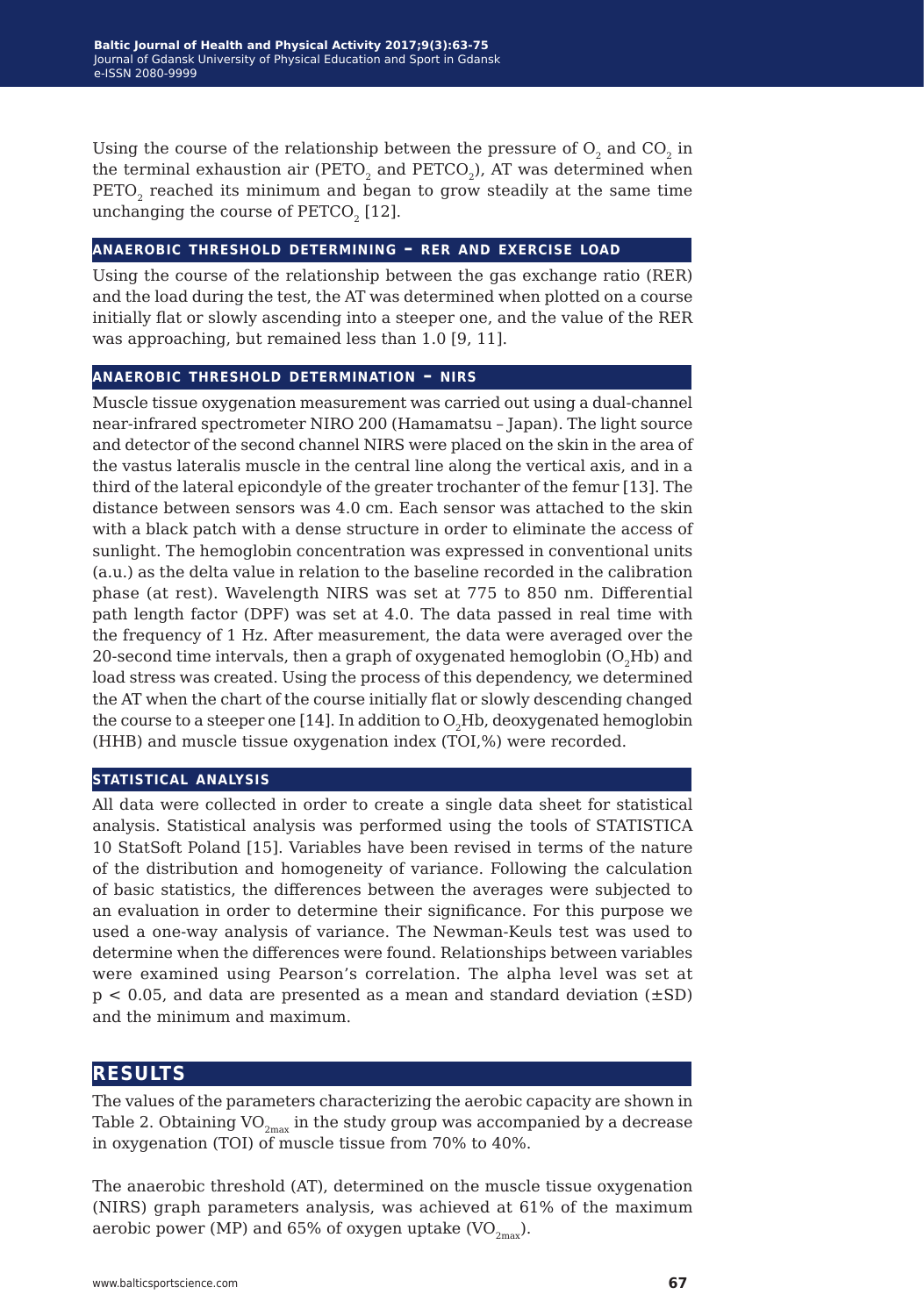Using the course of the relationship between the pressure of $O_2$ and $CO_2$ in the terminal exhaustion air ($PETO_2$ and $PETCO_2$), AT was determined when $PETO_2$ reached its minimum and began to grow steadily at the same time unchanging the course of $PETCO_2$ [12].

### ANAEROBIC THRESHOLD DETERMINING – RER AND EXERCISE LOAD

Using the course of the relationship between the gas exchange ratio (RER) and the load during the test, the AT was determined when plotted on a course initially flat or slowly ascending into a steeper one, and the value of the RER was approaching, but remained less than 1.0 [9, 11].

### ANAEROBIC THRESHOLD DETERMINATION – NIRS

Muscle tissue oxygenation measurement was carried out using a dual-channel near-infrared spectrometer NIRO 200 (Hamamatsu – Japan). The light source and detector of the second channel NIRS were placed on the skin in the area of the vastus lateralis muscle in the central line along the vertical axis, and in a third of the lateral epicondyle of the greater trochanter of the femur [13]. The distance between sensors was 4.0 cm. Each sensor was attached to the skin with a black patch with a dense structure in order to eliminate the access of sunlight. The hemoglobin concentration was expressed in conventional units (a.u.) as the delta value in relation to the baseline recorded in the calibration phase (at rest). Wavelength NIRS was set at 775 to 850 nm. Differential path length factor (DPF) was set at 4.0. The data passed in real time with the frequency of 1 Hz. After measurement, the data were averaged over the 20-second time intervals, then a graph of oxygenated hemoglobin ($O_2Hb$) and load stress was created. Using the process of this dependency, we determined the AT when the chart of the course initially flat or slowly descending changed the course to a steeper one [14]. In addition to $O_2Hb$, deoxygenated hemoglobin (HHB) and muscle tissue oxygenation index (TOI,%) were recorded.

### STATISTICAL ANALYSIS

All data were collected in order to create a single data sheet for statistical analysis. Statistical analysis was performed using the tools of STATISTICA 10 StatSoft Poland [15]. Variables have been revised in terms of the nature of the distribution and homogeneity of variance. Following the calculation of basic statistics, the differences between the averages were subjected to an evaluation in order to determine their significance. For this purpose we used a one-way analysis of variance. The Newman-Keuls test was used to determine when the differences were found. Relationships between variables were examined using Pearson's correlation. The alpha level was set at $p < 0.05$, and data are presented as a mean and standard deviation (±SD) and the minimum and maximum.

## RESULTS

The values of the parameters characterizing the aerobic capacity are shown in Table 2. Obtaining $VO_{2max}$ in the study group was accompanied by a decrease in oxygenation (TOI) of muscle tissue from 70% to 40%.

The anaerobic threshold (AT), determined on the muscle tissue oxygenation (NIRS) graph parameters analysis, was achieved at 61% of the maximum aerobic power (MP) and 65% of oxygen uptake ($VO_{2max}$).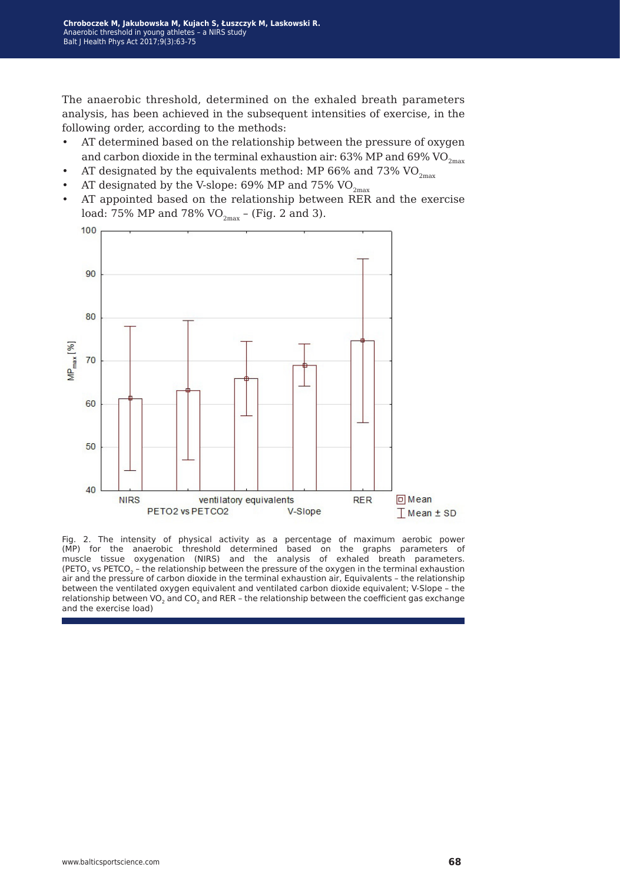The anaerobic threshold, determined on the exhaled breath parameters analysis, has been achieved in the subsequent intensities of exercise, in the following order, according to the methods:

- AT determined based on the relationship between the pressure of oxygen and carbon dioxide in the terminal exhaustion air: 63% MP and 69% $VO_{2max}$
- AT designated by the equivalents method: MP 66% and 73% $VO_{2max}$
- AT designated by the V-slope: 69% MP and 75% $VO_{2max}$
- AT appointed based on the relationship between RER and the exercise load: 75% MP and 78% $VO_{2max}$ – (Fig. 2 and 3).

Fig. 2. The intensity of physical activity as a percentage of maximum aerobic power (MP) for the anaerobic threshold determined based on the graphs parameters of muscle tissue oxygenation (NIRS) and the analysis of exhaled breath parameters. ($PETO_2$ vs $PETCO_2$ – the relationship between the pressure of the oxygen in the terminal exhaustion air and the pressure of carbon dioxide in the terminal exhaustion air, Equivalents – the relationship between the ventilated oxygen equivalent and ventilated carbon dioxide equivalent; V-Slope – the relationship between $VO_2$ and $CO_2$ and RER – the relationship between the coefficient gas exchange and the exercise load)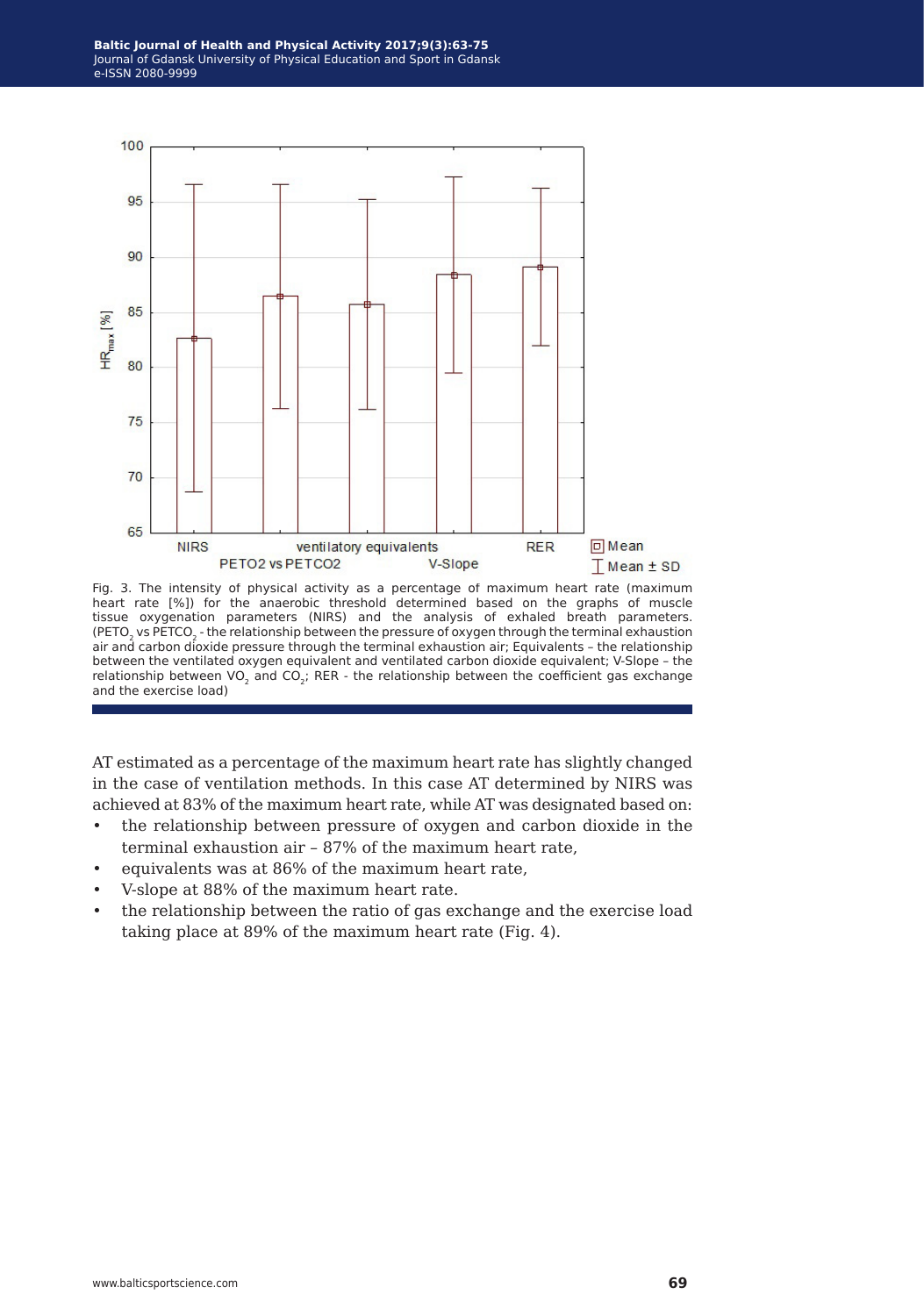Fig. 3. The intensity of physical activity as a percentage of maximum heart rate (maximum heart rate [%]) for the anaerobic threshold determined based on the graphs of muscle tissue oxygenation parameters (NIRS) and the analysis of exhaled breath parameters. ($PETO_2$ vs $PETCO_2$ - the relationship between the pressure of oxygen through the terminal exhaustion air and carbon dioxide pressure through the terminal exhaustion air; Equivalents – the relationship between the ventilated oxygen equivalent and ventilated carbon dioxide equivalent; V-Slope – the relationship between $VO_2$ and $CO_2$; RER - the relationship between the coefficient gas exchange and the exercise load)

AT estimated as a percentage of the maximum heart rate has slightly changed in the case of ventilation methods. In this case AT determined by NIRS was achieved at 83% of the maximum heart rate, while AT was designated based on:

- the relationship between pressure of oxygen and carbon dioxide in the terminal exhaustion air – 87% of the maximum heart rate,
- equivalents was at 86% of the maximum heart rate,
- V-slope at 88% of the maximum heart rate.
- the relationship between the ratio of gas exchange and the exercise load taking place at 89% of the maximum heart rate (Fig. 4).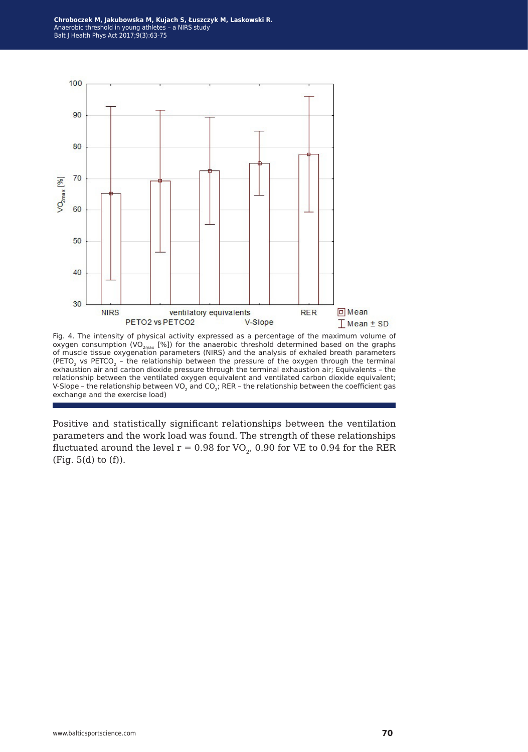Fig. 4. The intensity of physical activity expressed as a percentage of the maximum volume of oxygen consumption ($VO_{2max}$ [%]) for the anaerobic threshold determined based on the graphs of muscle tissue oxygenation parameters (NIRS) and the analysis of exhaled breath parameters ($PETO_2$ vs $PETCO_2$ – the relationship between the pressure of the oxygen through the terminal exhaustion air and carbon dioxide pressure through the terminal exhaustion air; Equivalents – the relationship between the ventilated oxygen equivalent and ventilated carbon dioxide equivalent; V-Slope – the relationship between $VO_2$ and $CO_2$; RER – the relationship between the coefficient gas exchange and the exercise load)

Positive and statistically significant relationships between the ventilation parameters and the work load was found. The strength of these relationships fluctuated around the level $r = 0.98$ for $VO_2$, 0.90 for VE to 0.94 for the RER (Fig. 5(d) to (f)).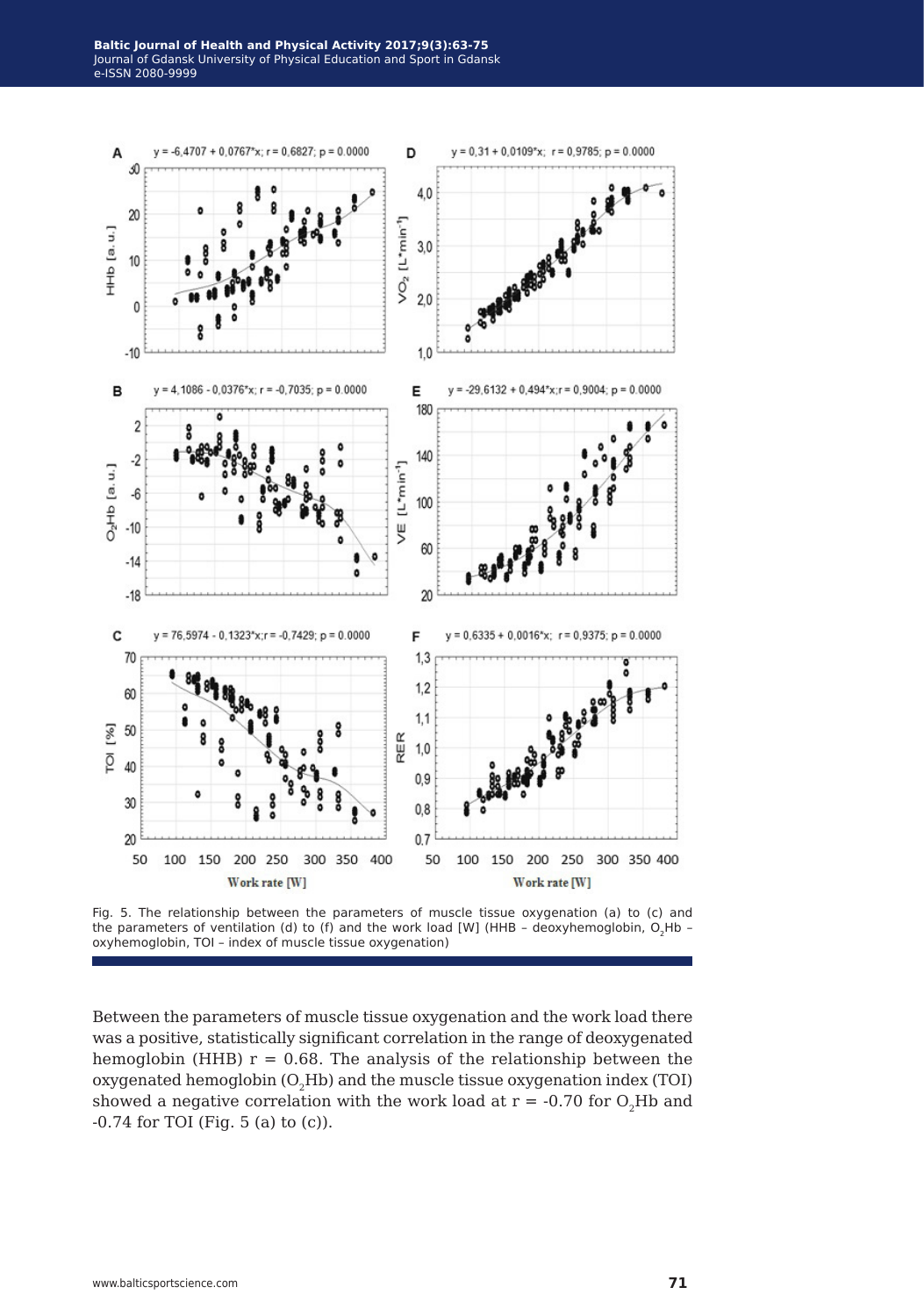Fig. 5. The relationship between the parameters of muscle tissue oxygenation (a) to (c) and the parameters of ventilation (d) to (f) and the work load [W] (HHB – deoxyhemoglobin, $O_2$Hb – oxyhemoglobin, TOI – index of muscle tissue oxygenation)

Between the parameters of muscle tissue oxygenation and the work load there was a positive, statistically significant correlation in the range of deoxygenated hemoglobin (HHB) $r = 0.68$. The analysis of the relationship between the oxygenated hemoglobin ($O_2$Hb) and the muscle tissue oxygenation index (TOI) showed a negative correlation with the work load at $r = -0.70$ for $O_2$Hb and $-0.74$ for TOI (Fig. 5 (a) to (c)).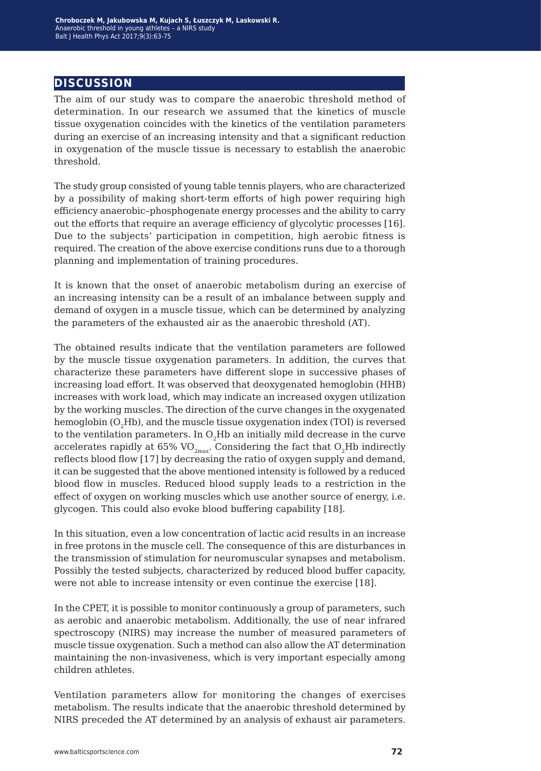## DISCUSSION

The aim of our study was to compare the anaerobic threshold method of determination. In our research we assumed that the kinetics of muscle tissue oxygenation coincides with the kinetics of the ventilation parameters during an exercise of an increasing intensity and that a significant reduction in oxygenation of the muscle tissue is necessary to establish the anaerobic threshold.

The study group consisted of young table tennis players, who are characterized by a possibility of making short-term efforts of high power requiring high efficiency anaerobic–phosphogenate energy processes and the ability to carry out the efforts that require an average efficiency of glycolytic processes [16]. Due to the subjects' participation in competition, high aerobic fitness is required. The creation of the above exercise conditions runs due to a thorough planning and implementation of training procedures.

It is known that the onset of anaerobic metabolism during an exercise of an increasing intensity can be a result of an imbalance between supply and demand of oxygen in a muscle tissue, which can be determined by analyzing the parameters of the exhausted air as the anaerobic threshold (AT).

The obtained results indicate that the ventilation parameters are followed by the muscle tissue oxygenation parameters. In addition, the curves that characterize these parameters have different slope in successive phases of increasing load effort. It was observed that deoxygenated hemoglobin (HHB) increases with work load, which may indicate an increased oxygen utilization by the working muscles. The direction of the curve changes in the oxygenated hemoglobin ($O_2$Hb), and the muscle tissue oxygenation index (TOI) is reversed to the ventilation parameters. In $O_2$Hb an initially mild decrease in the curve accelerates rapidly at 65% $VO_{2max}$. Considering the fact that $O_2$Hb indirectly reflects blood flow [17] by decreasing the ratio of oxygen supply and demand, it can be suggested that the above mentioned intensity is followed by a reduced blood flow in muscles. Reduced blood supply leads to a restriction in the effect of oxygen on working muscles which use another source of energy, i.e. glycogen. This could also evoke blood buffering capability [18].

In this situation, even a low concentration of lactic acid results in an increase in free protons in the muscle cell. The consequence of this are disturbances in the transmission of stimulation for neuromuscular synapses and metabolism. Possibly the tested subjects, characterized by reduced blood buffer capacity, were not able to increase intensity or even continue the exercise [18].

In the CPET, it is possible to monitor continuously a group of parameters, such as aerobic and anaerobic metabolism. Additionally, the use of near infrared spectroscopy (NIRS) may increase the number of measured parameters of muscle tissue oxygenation. Such a method can also allow the AT determination maintaining the non-invasiveness, which is very important especially among children athletes.

Ventilation parameters allow for monitoring the changes of exercises metabolism. The results indicate that the anaerobic threshold determined by NIRS preceded the AT determined by an analysis of exhaust air parameters.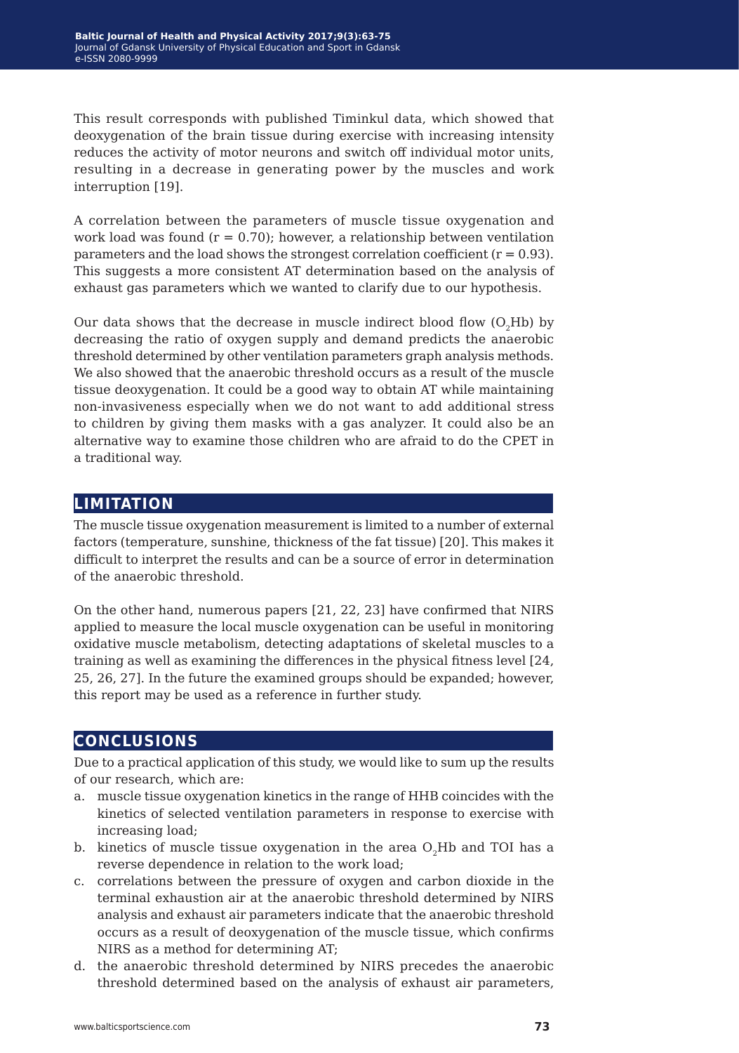This result corresponds with published Timinkul data, which showed that deoxygenation of the brain tissue during exercise with increasing intensity reduces the activity of motor neurons and switch off individual motor units, resulting in a decrease in generating power by the muscles and work interruption [19].

A correlation between the parameters of muscle tissue oxygenation and work load was found ($r = 0.70$); however, a relationship between ventilation parameters and the load shows the strongest correlation coefficient ($r = 0.93$). This suggests a more consistent AT determination based on the analysis of exhaust gas parameters which we wanted to clarify due to our hypothesis.

Our data shows that the decrease in muscle indirect blood flow ($O_2Hb$) by decreasing the ratio of oxygen supply and demand predicts the anaerobic threshold determined by other ventilation parameters graph analysis methods. We also showed that the anaerobic threshold occurs as a result of the muscle tissue deoxygenation. It could be a good way to obtain AT while maintaining non-invasiveness especially when we do not want to add additional stress to children by giving them masks with a gas analyzer. It could also be an alternative way to examine those children who are afraid to do the CPET in a traditional way.

## LIMITATION

The muscle tissue oxygenation measurement is limited to a number of external factors (temperature, sunshine, thickness of the fat tissue) [20]. This makes it difficult to interpret the results and can be a source of error in determination of the anaerobic threshold.

On the other hand, numerous papers [21, 22, 23] have confirmed that NIRS applied to measure the local muscle oxygenation can be useful in monitoring oxidative muscle metabolism, detecting adaptations of skeletal muscles to a training as well as examining the differences in the physical fitness level [24, 25, 26, 27]. In the future the examined groups should be expanded; however, this report may be used as a reference in further study.

## CONCLUSIONS

Due to a practical application of this study, we would like to sum up the results of our research, which are:

a. muscle tissue oxygenation kinetics in the range of HHB coincides with the kinetics of selected ventilation parameters in response to exercise with increasing load;
b. kinetics of muscle tissue oxygenation in the area $O_2Hb$ and TOI has a reverse dependence in relation to the work load;
c. correlations between the pressure of oxygen and carbon dioxide in the terminal exhaustion air at the anaerobic threshold determined by NIRS analysis and exhaust air parameters indicate that the anaerobic threshold occurs as a result of deoxygenation of the muscle tissue, which confirms NIRS as a method for determining AT;
d. the anaerobic threshold determined by NIRS precedes the anaerobic threshold determined based on the analysis of exhaust air parameters,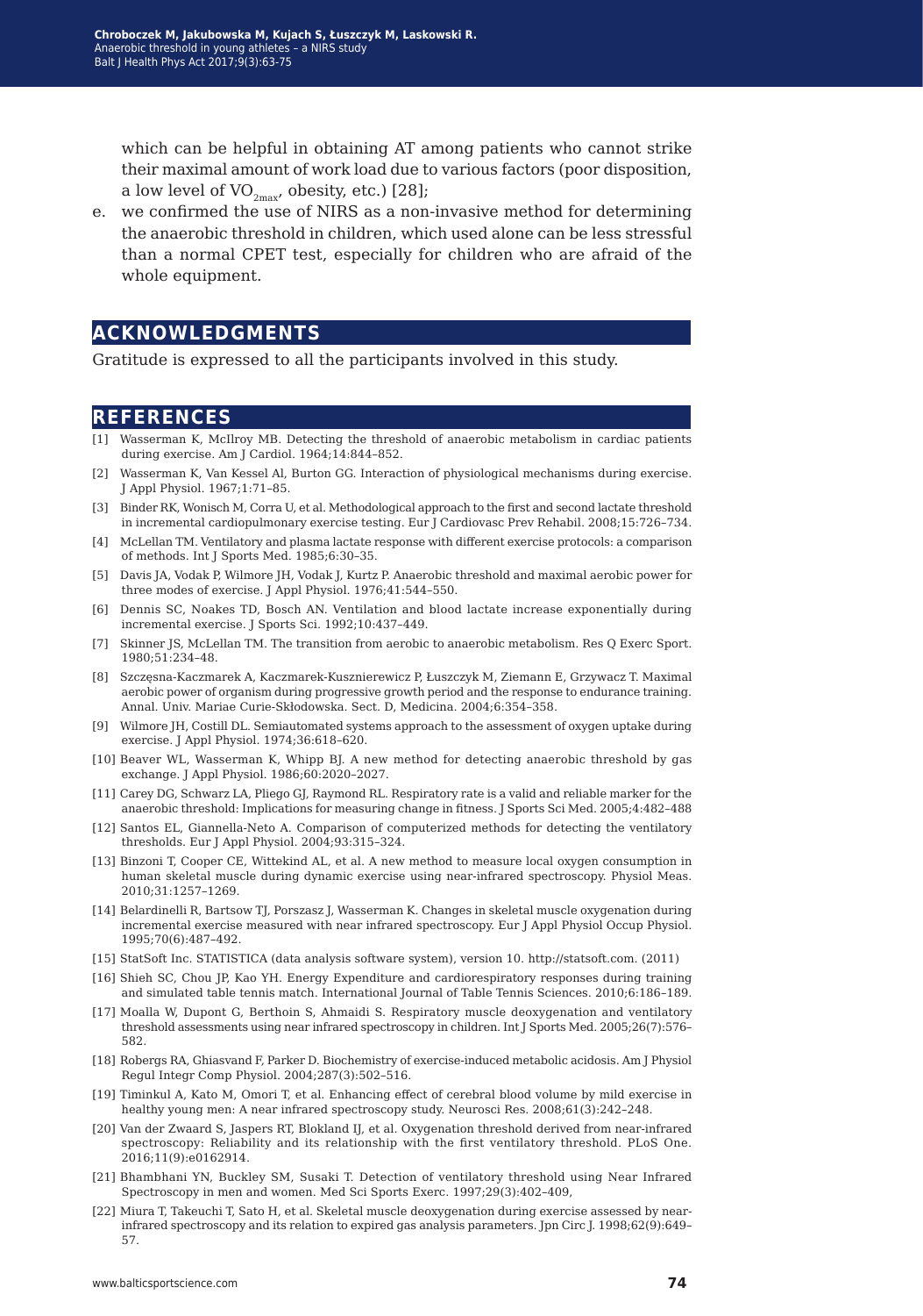which can be helpful in obtaining AT among patients who cannot strike their maximal amount of work load due to various factors (poor disposition, a low level of $VO_{2max}$, obesity, etc.) [28];

e. we confirmed the use of NIRS as a non-invasive method for determining the anaerobic threshold in children, which used alone can be less stressful than a normal CPET test, especially for children who are afraid of the whole equipment.

## ACKNOWLEDGMENTS

Gratitude is expressed to all the participants involved in this study.

## REFERENCES

[1] Wasserman K, McIlroy MB. Detecting the threshold of anaerobic metabolism in cardiac patients during exercise. Am J Cardiol. 1964;14:844–852.

[2] Wasserman K, Van Kessel Al, Burton GG. Interaction of physiological mechanisms during exercise. J Appl Physiol. 1967;1:71–85.

[3] Binder RK, Wonisch M, Corra U, et al. Methodological approach to the first and second lactate threshold in incremental cardiopulmonary exercise testing. Eur J Cardiovasc Prev Rehabil. 2008;15:726–734.

[4] McLellan TM. Ventilatory and plasma lactate response with different exercise protocols: a comparison of methods. Int J Sports Med. 1985;6:30–35.

[5] Davis JA, Vodak P, Wilmore JH, Vodak J, Kurtz P. Anaerobic threshold and maximal aerobic power for three modes of exercise. J Appl Physiol. 1976;41:544–550.

[6] Dennis SC, Noakes TD, Bosch AN. Ventilation and blood lactate increase exponentially during incremental exercise. J Sports Sci. 1992;10:437–449.

[7] Skinner JS, McLellan TM. The transition from aerobic to anaerobic metabolism. Res Q Exerc Sport. 1980;51:234–48.

[8] Szczęsna-Kaczmarek A, Kaczmarek-Kusznierewicz P, Łuszczyk M, Ziemann E, Grzywacz T. Maximal aerobic power of organism during progressive growth period and the response to endurance training. Annal. Univ. Mariae Curie-Skłodowska. Sect. D, Medicina. 2004;6:354–358.

[9] Wilmore JH, Costill DL. Semiautomated systems approach to the assessment of oxygen uptake during exercise. J Appl Physiol. 1974;36:618–620.

[10] Beaver WL, Wasserman K, Whipp BJ. A new method for detecting anaerobic threshold by gas exchange. J Appl Physiol. 1986;60:2020–2027.

[11] Carey DG, Schwarz LA, Pliego GJ, Raymond RL. Respiratory rate is a valid and reliable marker for the anaerobic threshold: Implications for measuring change in fitness. J Sports Sci Med. 2005;4:482–488

[12] Santos EL, Giannella-Neto A. Comparison of computerized methods for detecting the ventilatory thresholds. Eur J Appl Physiol. 2004;93:315–324.

[13] Binzoni T, Cooper CE, Wittekind AL, et al. A new method to measure local oxygen consumption in human skeletal muscle during dynamic exercise using near-infrared spectroscopy. Physiol Meas. 2010;31:1257–1269.

[14] Belardinelli R, Bartsow TJ, Porszasz J, Wasserman K. Changes in skeletal muscle oxygenation during incremental exercise measured with near infrared spectroscopy. Eur J Appl Physiol Occup Physiol. 1995;70(6):487–492.

[15] StatSoft Inc. STATISTICA (data analysis software system), version 10. http://statsoft.com. (2011)

[16] Shieh SC, Chou JP, Kao YH. Energy Expenditure and cardiorespiratory responses during training and simulated table tennis match. International Journal of Table Tennis Sciences. 2010;6:186–189.

[17] Moalla W, Dupont G, Berthoin S, Ahmaidi S. Respiratory muscle deoxygenation and ventilatory threshold assessments using near infrared spectroscopy in children. Int J Sports Med. 2005;26(7):576–582.

[18] Robergs RA, Ghiasvand F, Parker D. Biochemistry of exercise-induced metabolic acidosis. Am J Physiol Regul Integr Comp Physiol. 2004;287(3):502–516.

[19] Timinkul A, Kato M, Omori T, et al. Enhancing effect of cerebral blood volume by mild exercise in healthy young men: A near infrared spectroscopy study. Neurosci Res. 2008;61(3):242–248.

[20] Van der Zwaard S, Jaspers RT, Blokland IJ, et al. Oxygenation threshold derived from near-infrared spectroscopy: Reliability and its relationship with the first ventilatory threshold. PLoS One. 2016;11(9):e0162914.

[21] Bhambhani YN, Buckley SM, Susaki T. Detection of ventilatory threshold using Near Infrared Spectroscopy in men and women. Med Sci Sports Exerc. 1997;29(3):402–409,

[22] Miura T, Takeuchi T, Sato H, et al. Skeletal muscle deoxygenation during exercise assessed by near-infrared spectroscopy and its relation to expired gas analysis parameters. Jpn Circ J. 1998;62(9):649–57.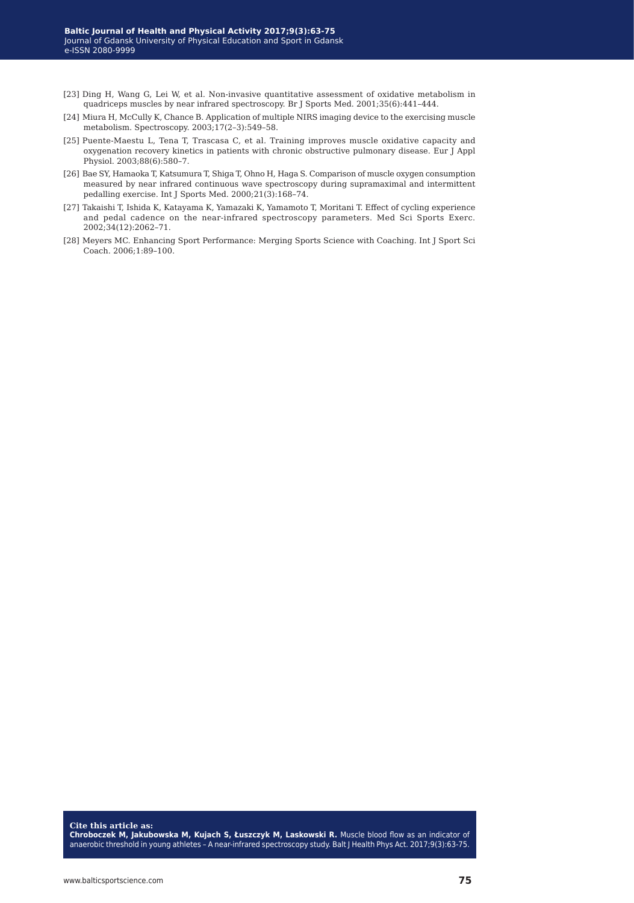[23] Ding H, Wang G, Lei W, et al. Non-invasive quantitative assessment of oxidative metabolism in quadriceps muscles by near infrared spectroscopy. Br J Sports Med. 2001;35(6):441–444.

[24] Miura H, McCully K, Chance B. Application of multiple NIRS imaging device to the exercising muscle metabolism. Spectroscopy. 2003;17(2–3):549–58.

[25] Puente-Maestu L, Tena T, Trascasa C, et al. Training improves muscle oxidative capacity and oxygenation recovery kinetics in patients with chronic obstructive pulmonary disease. Eur J Appl Physiol. 2003;88(6):580–7.

[26] Bae SY, Hamaoka T, Katsumura T, Shiga T, Ohno H, Haga S. Comparison of muscle oxygen consumption measured by near infrared continuous wave spectroscopy during supramaximal and intermittent pedalling exercise. Int J Sports Med. 2000;21(3):168–74.

[27] Takaishi T, Ishida K, Katayama K, Yamazaki K, Yamamoto T, Moritani T. Effect of cycling experience and pedal cadence on the near-infrared spectroscopy parameters. Med Sci Sports Exerc. 2002;34(12):2062–71.

[28] Meyers MC. Enhancing Sport Performance: Merging Sports Science with Coaching. Int J Sport Sci Coach. 2006;1:89–100.

**Cite this article as:**
**Chroboczek M, Jakubowska M, Kujach S, Łuszczyk M, Laskowski R.** Muscle blood flow as an indicator of anaerobic threshold in young athletes – A near-infrared spectroscopy study. Balt J Health Phys Act. 2017;9(3):63-75.